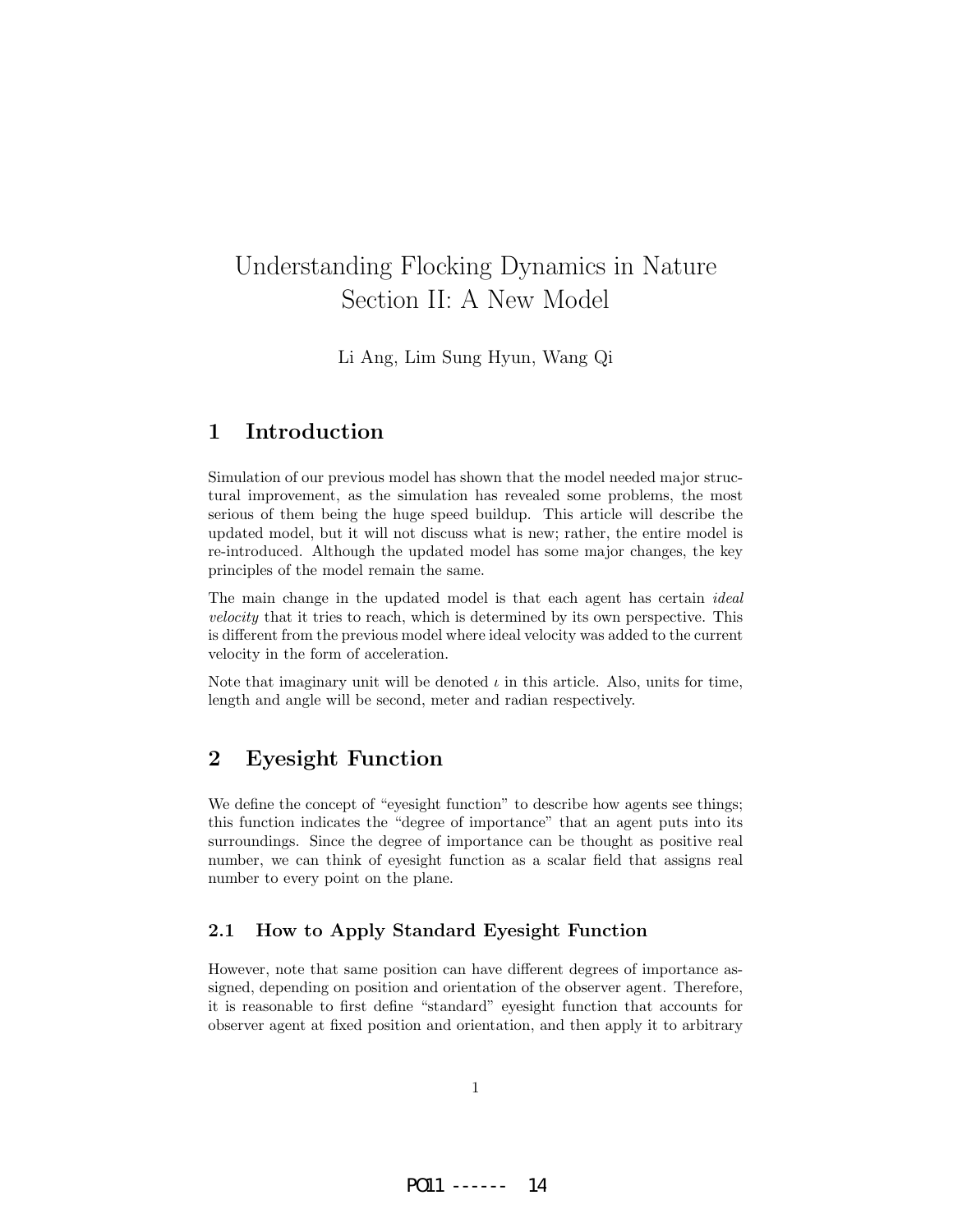# Understanding Flocking Dynamics in Nature
## Section II: A New Model

Li Ang, Lim Sung Hyun, Wang Qi

## 1 Introduction

Simulation of our previous model has shown that the model needed major structural improvement, as the simulation has revealed some problems, the most serious of them being the huge speed buildup. This article will describe the updated model, but it will not discuss what is new; rather, the entire model is re-introduced. Although the updated model has some major changes, the key principles of the model remain the same.

The main change in the updated model is that each agent has certain *ideal velocity* that it tries to reach, which is determined by its own perspective. This is different from the previous model where ideal velocity was added to the current velocity in the form of acceleration.

Note that imaginary unit will be denoted $\iota$ in this article. Also, units for time, length and angle will be second, meter and radian respectively.

## 2 Eyesight Function

We define the concept of "eyesight function" to describe how agents see things; this function indicates the "degree of importance" that an agent puts into its surroundings. Since the degree of importance can be thought as positive real number, we can think of eyesight function as a scalar field that assigns real number to every point on the plane.

### 2.1 How to Apply Standard Eyesight Function

However, note that same position can have different degrees of importance assigned, depending on position and orientation of the observer agent. Therefore, it is reasonable to first define "standard" eyesight function that accounts for observer agent at fixed position and orientation, and then apply it to arbitrary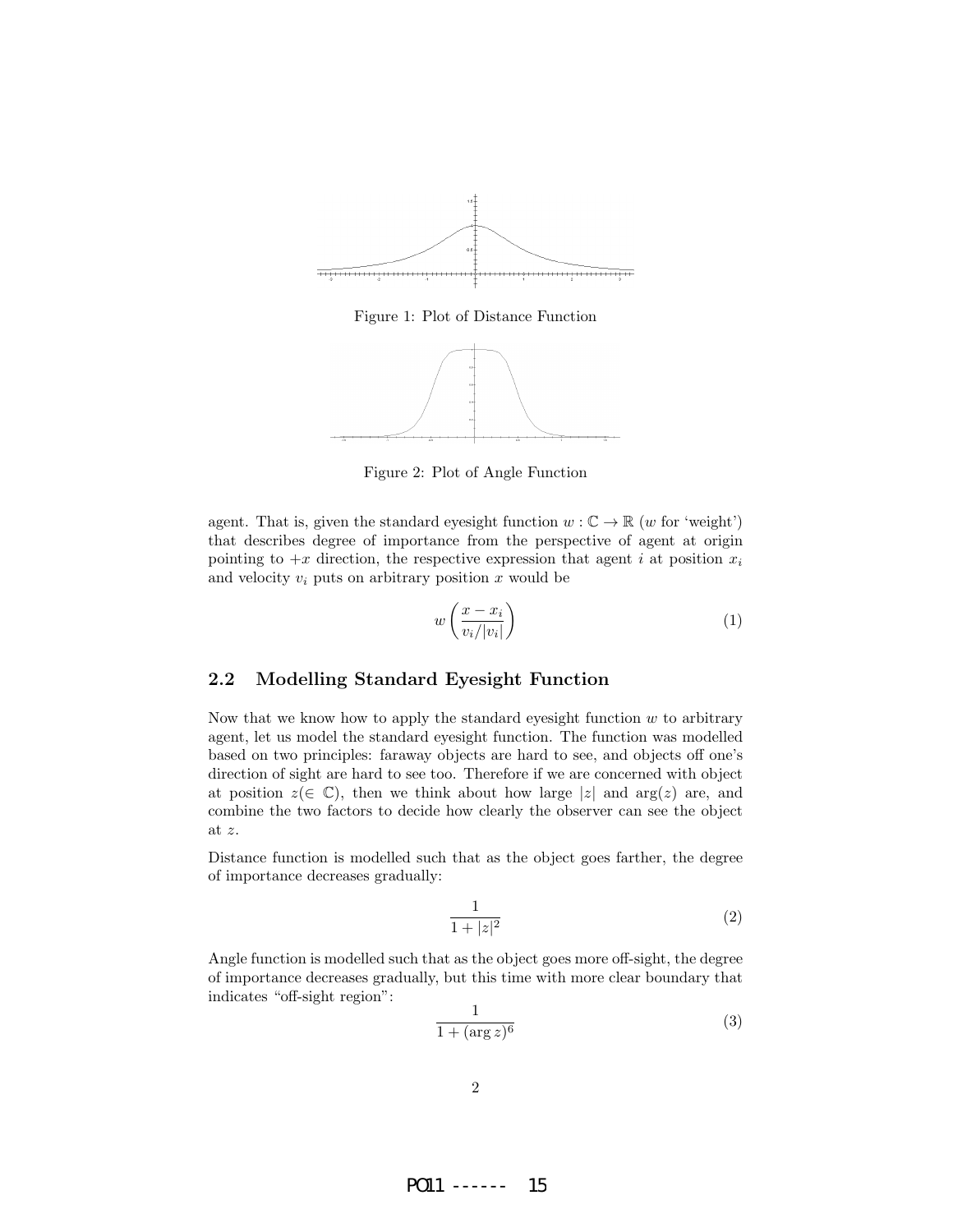Figure 1: Plot of Distance Function

Figure 2: Plot of Angle Function

agent. That is, given the standard eyesight function $w : \mathbb{C} \to \mathbb{R}$ ($w$ for 'weight') that describes degree of importance from the perspective of agent at origin pointing to $+x$ direction, the respective expression that agent $i$ at position $x_i$ and velocity $v_i$ puts on arbitrary position $x$ would be

$$w\left(\frac{x - x_i}{v_i/|v_i|}\right) \tag{1}$$

## 2.2 Modelling Standard Eyesight Function

Now that we know how to apply the standard eyesight function $w$ to arbitrary agent, let us model the standard eyesight function. The function was modelled based on two principles: faraway objects are hard to see, and objects off one's direction of sight are hard to see too. Therefore if we are concerned with object at position $z(\in \mathbb{C})$, then we think about how large $|z|$ and $\arg(z)$ are, and combine the two factors to decide how clearly the observer can see the object at $z$.

Distance function is modelled such that as the object goes farther, the degree of importance decreases gradually:

$$\frac{1}{1 + |z|^2} \tag{2}$$

Angle function is modelled such that as the object goes more off-sight, the degree of importance decreases gradually, but this time with more clear boundary that indicates "off-sight region":

$$\frac{1}{1 + (\arg z)^6} \tag{3}$$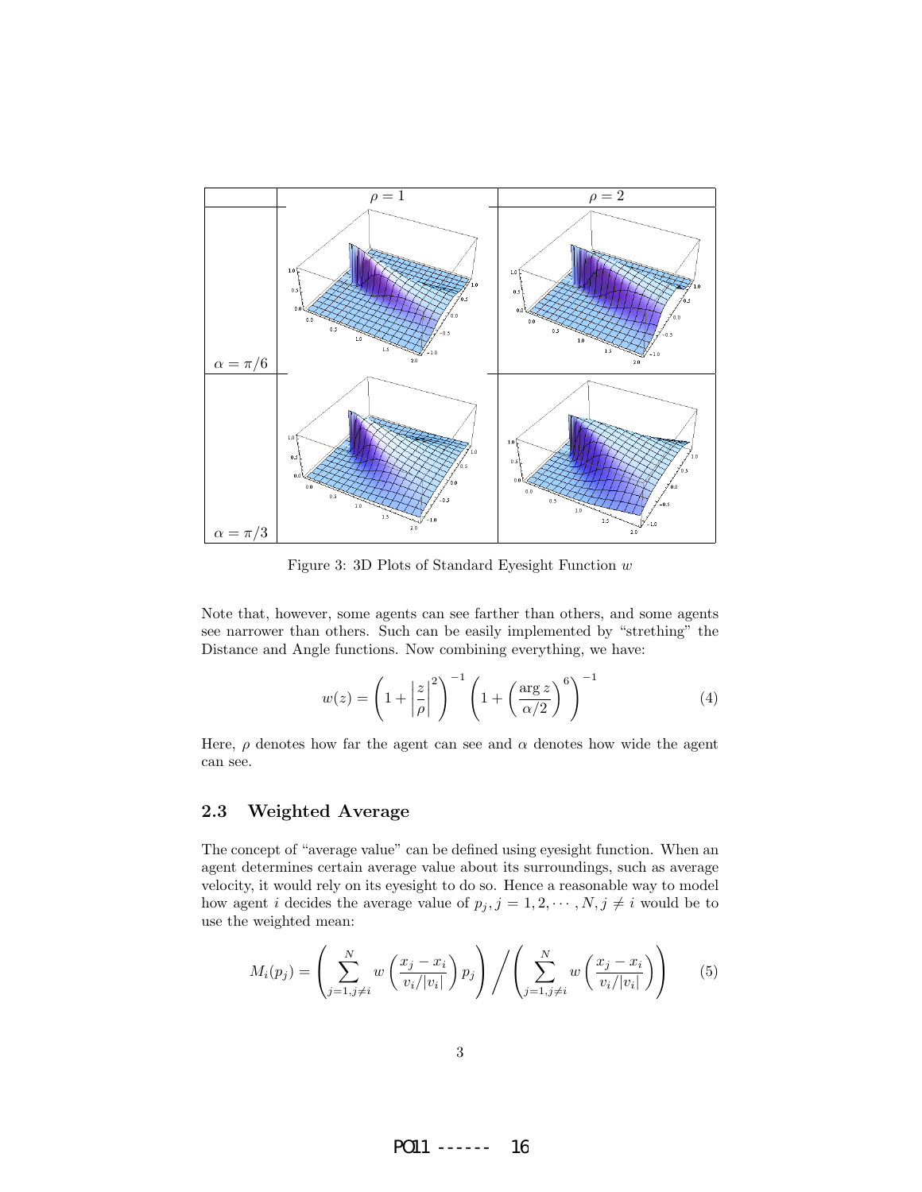Figure 3: 3D Plots of Standard Eyesight Function $w$

Note that, however, some agents can see farther than others, and some agents see narrower than others. Such can be easily implemented by "strething" the Distance and Angle functions. Now combining everything, we have:

$$w(z) = \left(1 + \left|\frac{z}{\rho}\right|^2\right)^{-1} \left(1 + \left(\frac{\arg z}{\alpha/2}\right)^6\right)^{-1} \tag{4}$$

Here, $\rho$ denotes how far the agent can see and $\alpha$ denotes how wide the agent can see.

### 2.3 Weighted Average

The concept of "average value" can be defined using eyesight function. When an agent determines certain average value about its surroundings, such as average velocity, it would rely on its eyesight to do so. Hence a reasonable way to model how agent $i$ decides the average value of $p_j, j = 1, 2, \cdots, N, j \neq i$ would be to use the weighted mean:

$$M_i(p_j) = \left(\sum_{j=1, j\neq i}^{N} w\left(\frac{x_j - x_i}{v_i/|v_i|}\right) p_j\right) \Bigg/ \left(\sum_{j=1, j\neq i}^{N} w\left(\frac{x_j - x_i}{v_i/|v_i|}\right)\right) \tag{5}$$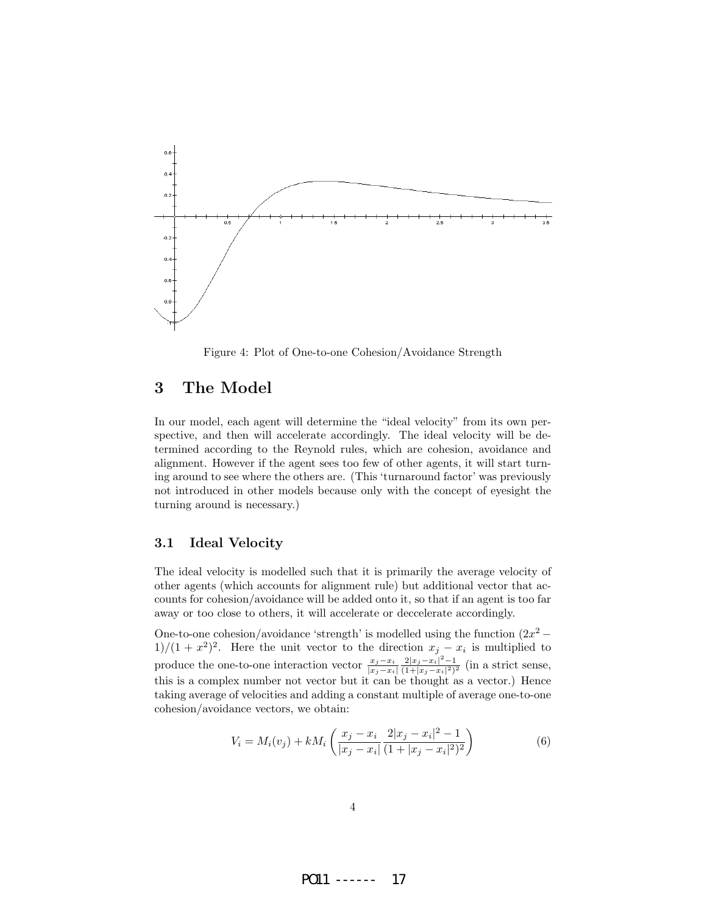Figure 4: Plot of One-to-one Cohesion/Avoidance Strength

## 3 The Model

In our model, each agent will determine the "ideal velocity" from its own perspective, and then will accelerate accordingly. The ideal velocity will be determined according to the Reynold rules, which are cohesion, avoidance and alignment. However if the agent sees too few of other agents, it will start turning around to see where the others are. (This 'turnaround factor' was previously not introduced in other models because only with the concept of eyesight the turning around is necessary.)

### 3.1 Ideal Velocity

The ideal velocity is modelled such that it is primarily the average velocity of other agents (which accounts for alignment rule) but additional vector that accounts for cohesion/avoidance will be added onto it, so that if an agent is too far away or too close to others, it will accelerate or deccelerate accordingly.

One-to-one cohesion/avoidance 'strength' is modelled using the function $(2x^2 - 1)/(1 + x^2)^2$. Here the unit vector to the direction $x_j - x_i$ is multiplied to produce the one-to-one interaction vector $\frac{x_j - x_i}{|x_j - x_i|} \frac{2|x_j - x_i|^2 - 1}{(1+|x_j - x_i|^2)^2}$ (in a strict sense, this is a complex number not vector but it can be thought as a vector.) Hence taking average of velocities and adding a constant multiple of average one-to-one cohesion/avoidance vectors, we obtain:

$$V_i = M_i(v_j) + kM_i \left( \frac{x_j - x_i}{|x_j - x_i|} \frac{2|x_j - x_i|^2 - 1}{(1 + |x_j - x_i|^2)^2} \right) \tag{6}$$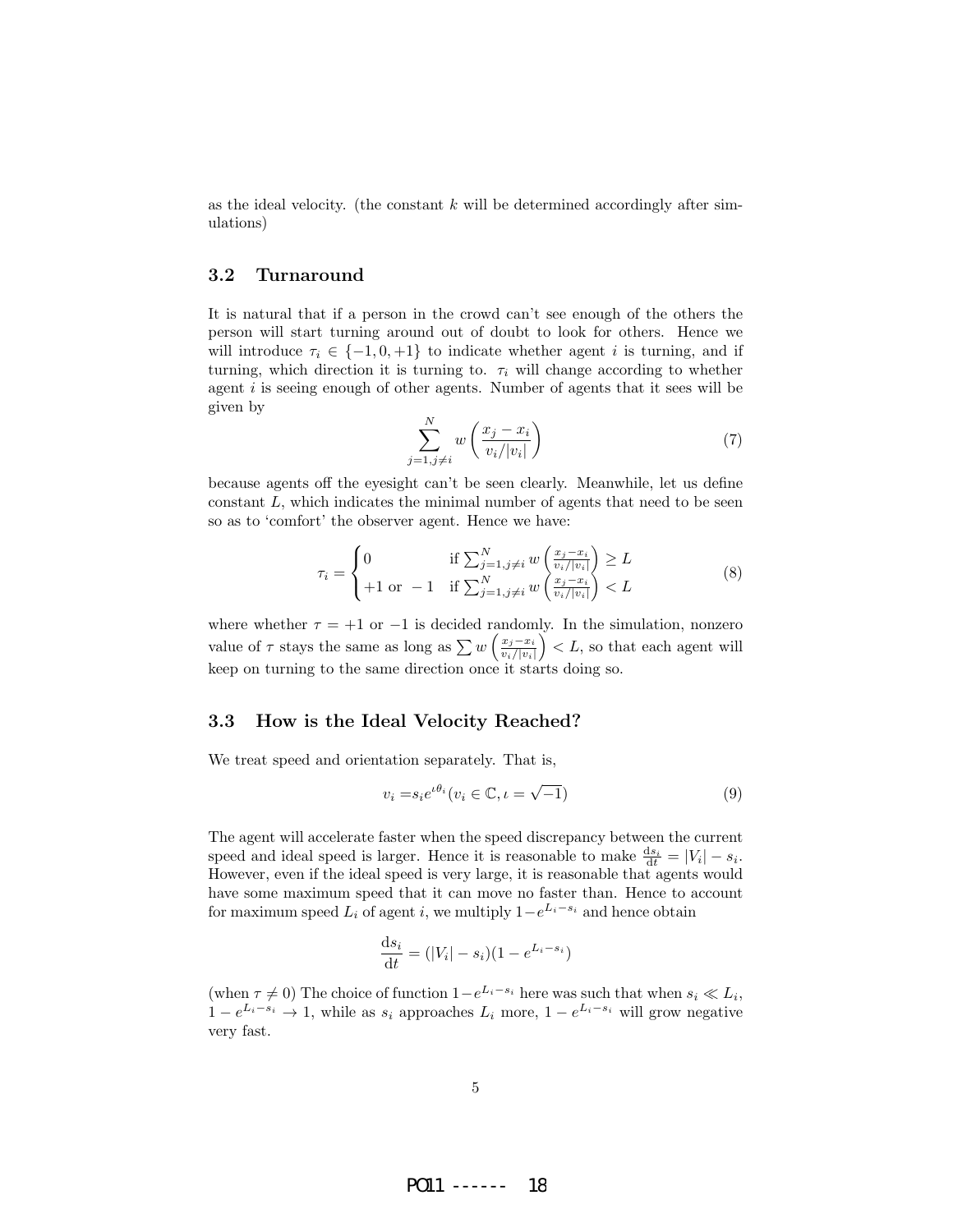as the ideal velocity. (the constant $k$ will be determined accordingly after simulations)

### 3.2 Turnaround

It is natural that if a person in the crowd can't see enough of the others the person will start turning around out of doubt to look for others. Hence we will introduce $\tau_i \in \{-1, 0, +1\}$ to indicate whether agent $i$ is turning, and if turning, which direction it is turning to. $\tau_i$ will change according to whether agent $i$ is seeing enough of other agents. Number of agents that it sees will be given by

$$\sum_{j=1, j\neq i}^{N} w\left(\frac{x_j - x_i}{v_i/|v_i|}\right) \tag{7}$$

because agents off the eyesight can't be seen clearly. Meanwhile, let us define constant $L$, which indicates the minimal number of agents that need to be seen so as to 'comfort' the observer agent. Hence we have:

$$\tau_i = \begin{cases} 0 & \text{if } \sum_{j=1,j\neq i}^{N} w\left(\frac{x_j - x_i}{v_i/|v_i|}\right) \geq L \\ +1 \text{ or } -1 & \text{if } \sum_{j=1,j\neq i}^{N} w\left(\frac{x_j - x_i}{v_i/|v_i|}\right) < L \end{cases} \tag{8}$$

where whether $\tau = +1$ or $-1$ is decided randomly. In the simulation, nonzero value of $\tau$ stays the same as long as $\sum w\left(\frac{x_j - x_i}{v_i/|v_i|}\right) < L$, so that each agent will keep on turning to the same direction once it starts doing so.

### 3.3 How is the Ideal Velocity Reached?

We treat speed and orientation separately. That is,

$$v_i = s_i e^{\iota\theta_i} (v_i \in \mathbb{C}, \iota = \sqrt{-1}) \tag{9}$$

The agent will accelerate faster when the speed discrepancy between the current speed and ideal speed is larger. Hence it is reasonable to make $\frac{ds_i}{dt} = |V_i| - s_i$. However, even if the ideal speed is very large, it is reasonable that agents would have some maximum speed that it can move no faster than. Hence to account for maximum speed $L_i$ of agent $i$, we multiply $1 - e^{L_i - s_i}$ and hence obtain

$$\frac{ds_i}{dt} = (|V_i| - s_i)(1 - e^{L_i - s_i})$$

(when $\tau \neq 0$) The choice of function $1 - e^{L_i - s_i}$ here was such that when $s_i \ll L_i$, $1 - e^{L_i - s_i} \to 1$, while as $s_i$ approaches $L_i$ more, $1 - e^{L_i - s_i}$ will grow negative very fast.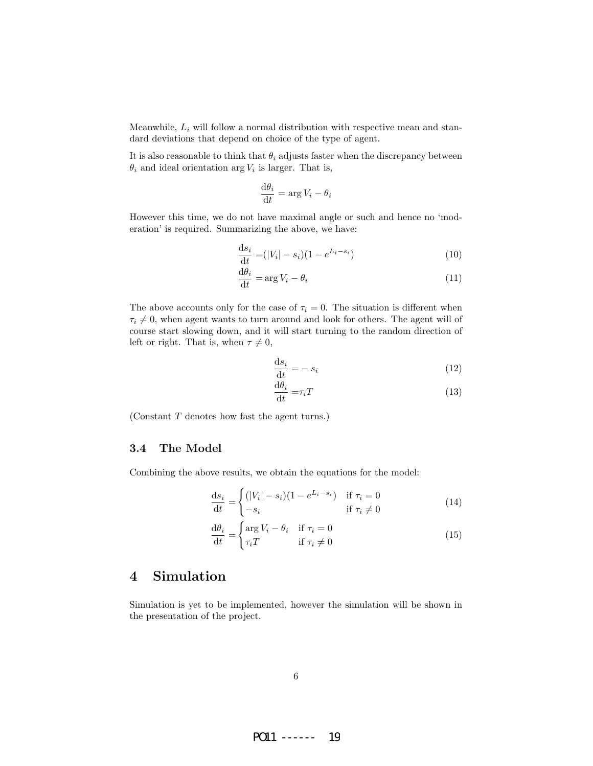Meanwhile, $L_i$ will follow a normal distribution with respective mean and standard deviations that depend on choice of the type of agent.

It is also reasonable to think that $\theta_i$ adjusts faster when the discrepancy between $\theta_i$ and ideal orientation $\arg V_i$ is larger. That is,

$$\frac{\mathrm{d}\theta_i}{\mathrm{d}t} = \arg V_i - \theta_i$$

However this time, we do not have maximal angle or such and hence no 'moderation' is required. Summarizing the above, we have:

$$\frac{\mathrm{d}s_i}{\mathrm{d}t} = (|V_i| - s_i)(1 - e^{L_i - s_i}) \tag{10}$$

$$\frac{\mathrm{d}\theta_i}{\mathrm{d}t} = \arg V_i - \theta_i \tag{11}$$

The above accounts only for the case of $\tau_i = 0$. The situation is different when $\tau_i \neq 0$, when agent wants to turn around and look for others. The agent will of course start slowing down, and it will start turning to the random direction of left or right. That is, when $\tau \neq 0$,

$$\frac{\mathrm{d}s_i}{\mathrm{d}t} = -s_i \tag{12}$$

$$\frac{\mathrm{d}\theta_i}{\mathrm{d}t} = \tau_i T \tag{13}$$

(Constant $T$ denotes how fast the agent turns.)

### 3.4 The Model

Combining the above results, we obtain the equations for the model:

$$\frac{\mathrm{d}s_i}{\mathrm{d}t} = \begin{cases} (|V_i| - s_i)(1 - e^{L_i - s_i}) & \text{if } \tau_i = 0 \\ -s_i & \text{if } \tau_i \neq 0 \end{cases} \tag{14}$$

$$\frac{\mathrm{d}\theta_i}{\mathrm{d}t} = \begin{cases} \arg V_i - \theta_i & \text{if } \tau_i = 0 \\ \tau_i T & \text{if } \tau_i \neq 0 \end{cases} \tag{15}$$

## 4 Simulation

Simulation is yet to be implemented, however the simulation will be shown in the presentation of the project.